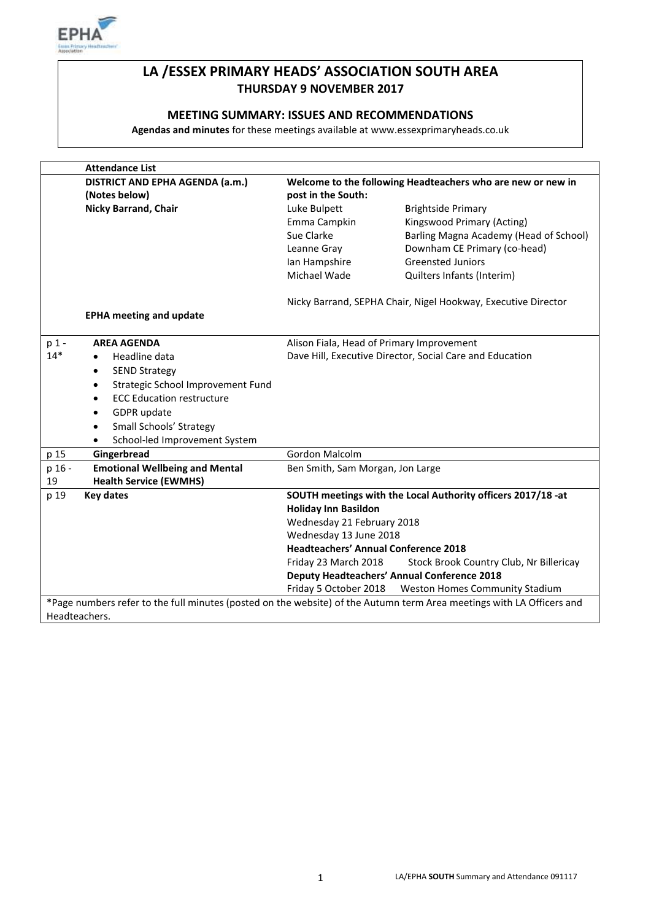# LA /ESSEX PRIMARY HEADS' ASSOCIATION SOUTH AREA

**THURSDAY 9 NOVEMBER 2017**

## MEETING SUMMARY: ISSUES AND RECOMMENDATIONS

**Agendas and minutes** for these meetings available at www.essexprimaryheads.co.uk

| | **Attendance List** | | |
|---|---|---|---|
| | **DISTRICT AND EPHA AGENDA (a.m.) (Notes below)** | **Welcome to the following Headteachers who are new or new in post in the South:** | |
| | **Nicky Barrand, Chair** | Luke Bulpett | Brightside Primary |
| | | Emma Campkin | Kingswood Primary (Acting) |
| | | Sue Clarke | Barling Magna Academy (Head of School) |
| | | Leanne Gray | Downham CE Primary (co-head) |
| | | Ian Hampshire | Greensted Juniors |
| | | Michael Wade | Quilters Infants (Interim) |
| | **EPHA meeting and update** | Nicky Barrand, SEPHA Chair, Nigel Hookway, Executive Director | |
| p 1 - 14* | **AREA AGENDA**<br>• Headline data<br>• SEND Strategy<br>• Strategic School Improvement Fund<br>• ECC Education restructure<br>• GDPR update<br>• Small Schools' Strategy<br>• School-led Improvement System | Alison Fiala, Head of Primary Improvement<br>Dave Hill, Executive Director, Social Care and Education | |
| p 15 | **Gingerbread** | Gordon Malcolm | |
| p 16 - 19 | **Emotional Wellbeing and Mental Health Service (EWMHS)** | Ben Smith, Sam Morgan, Jon Large | |
| p 19 | **Key dates** | **SOUTH meetings with the Local Authority officers 2017/18 -at Holiday Inn Basildon** | |
| | | Wednesday 21 February 2018 | |
| | | Wednesday 13 June 2018 | |
| | | **Headteachers' Annual Conference 2018** | |
| | | Friday 23 March 2018 | Stock Brook Country Club, Nr Billericay |
| | | **Deputy Headteachers' Annual Conference 2018** | |
| | | Friday 5 October 2018 | Weston Homes Community Stadium |

*Page numbers refer to the full minutes (posted on the website) of the Autumn term Area meetings with LA Officers and Headteachers.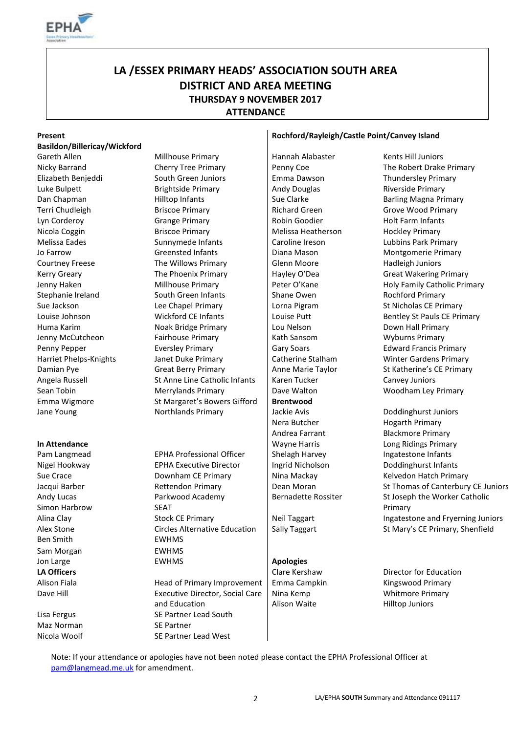# LA /ESSEX PRIMARY HEADS' ASSOCIATION SOUTH AREA
## DISTRICT AND AREA MEETING
### THURSDAY 9 NOVEMBER 2017
### ATTENDANCE

**Present**

**Basildon/Billericay/Wickford**

| Name | School |
|---|---|
| Gareth Allen | Millhouse Primary |
| Nicky Barrand | Cherry Tree Primary |
| Elizabeth Benjeddi | South Green Juniors |
| Luke Bulpett | Brightside Primary |
| Dan Chapman | Hilltop Infants |
| Terri Chudleigh | Briscoe Primary |
| Lyn Corderoy | Grange Primary |
| Nicola Coggin | Briscoe Primary |
| Melissa Eades | Sunnymede Infants |
| Jo Farrow | Greensted Infants |
| Courtney Freese | The Willows Primary |
| Kerry Greary | The Phoenix Primary |
| Jenny Haken | Millhouse Primary |
| Stephanie Ireland | South Green Infants |
| Sue Jackson | Lee Chapel Primary |
| Louise Johnson | Wickford CE Infants |
| Huma Karim | Noak Bridge Primary |
| Jenny McCutcheon | Fairhouse Primary |
| Penny Pepper | Eversley Primary |
| Harriet Phelps-Knights | Janet Duke Primary |
| Damian Pye | Great Berry Primary |
| Angela Russell | St Anne Line Catholic Infants |
| Sean Tobin | Merrylands Primary |
| Emma Wigmore | St Margaret's Bowers Gifford |
| Jane Young | Northlands Primary |

**In Attendance**

| Name | Role/School |
|---|---|
| Pam Langmead | EPHA Professional Officer |
| Nigel Hookway | EPHA Executive Director |
| Sue Crace | Downham CE Primary |
| Jacqui Barber | Rettendon Primary |
| Andy Lucas | Parkwood Academy |
| Simon Harbrow | SEAT |
| Alina Clay | Stock CE Primary |
| Alex Stone | Circles Alternative Education |
| Ben Smith | EWHMS |
| Sam Morgan | EWHMS |
| Jon Large | EWHMS |

**LA Officers**

| Name | Role |
|---|---|
| Alison Fiala | Head of Primary Improvement |
| Dave Hill | Executive Director, Social Care and Education |
| Lisa Fergus | SE Partner Lead South |
| Maz Norman | SE Partner |
| Nicola Woolf | SE Partner Lead West |

**Rochford/Rayleigh/Castle Point/Canvey Island**

| Name | School |
|---|---|
| Hannah Alabaster | Kents Hill Juniors |
| Penny Coe | The Robert Drake Primary |
| Emma Dawson | Thundersley Primary |
| Andy Douglas | Riverside Primary |
| Sue Clarke | Barling Magna Primary |
| Richard Green | Grove Wood Primary |
| Robin Goodier | Holt Farm Infants |
| Melissa Heatherson | Hockley Primary |
| Caroline Ireson | Lubbins Park Primary |
| Diana Mason | Montgomerie Primary |
| Glenn Moore | Hadleigh Juniors |
| Hayley O'Dea | Great Wakering Primary |
| Peter O'Kane | Holy Family Catholic Primary |
| Shane Owen | Rochford Primary |
| Lorna Pigram | St Nicholas CE Primary |
| Louise Putt | Bentley St Pauls CE Primary |
| Lou Nelson | Down Hall Primary |
| Kath Sansom | Wyburns Primary |
| Gary Soars | Edward Francis Primary |
| Catherine Stalham | Winter Gardens Primary |
| Anne Marie Taylor | St Katherine's CE Primary |
| Karen Tucker | Canvey Juniors |
| Dave Walton | Woodham Ley Primary |

**Brentwood**

| Name | School |
|---|---|
| Jackie Avis | Doddinghurst Juniors |
| Nera Butcher | Hogarth Primary |
| Andrea Farrant | Blackmore Primary |
| Wayne Harris | Long Ridings Primary |
| Shelagh Harvey | Ingatestone Infants |
| Ingrid Nicholson | Doddinghurst Infants |
| Nina Mackay | Kelvedon Hatch Primary |
| Dean Moran | St Thomas of Canterbury CE Juniors |
| Bernadette Rossiter | St Joseph the Worker Catholic Primary |
| Neil Taggart | Ingatestone and Fryerning Juniors |
| Sally Taggart | St Mary's CE Primary, Shenfield |

**Apologies**

| Name | Role/School |
|---|---|
| Clare Kershaw | Director for Education |
| Emma Campkin | Kingswood Primary |
| Nina Kemp | Whitmore Primary |
| Alison Waite | Hilltop Juniors |

Note: If your attendance or apologies have not been noted please contact the EPHA Professional Officer at pam@langmead.me.uk for amendment.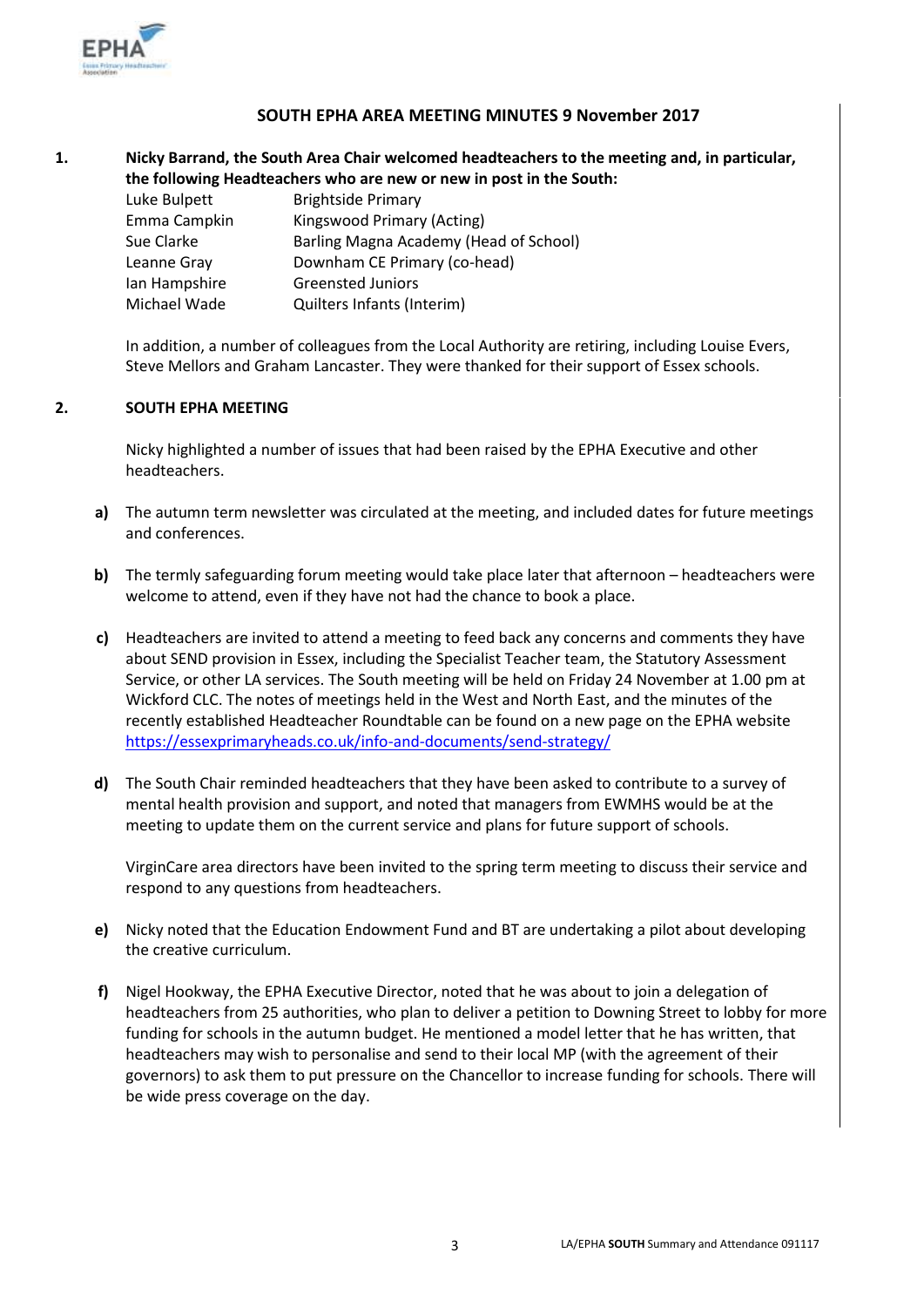## SOUTH EPHA AREA MEETING MINUTES 9 November 2017

**1. Nicky Barrand, the South Area Chair welcomed headteachers to the meeting and, in particular, the following Headteachers who are new or new in post in the South:**

| | |
|---|---|
| Luke Bulpett | Brightside Primary |
| Emma Campkin | Kingswood Primary (Acting) |
| Sue Clarke | Barling Magna Academy (Head of School) |
| Leanne Gray | Downham CE Primary (co-head) |
| Ian Hampshire | Greensted Juniors |
| Michael Wade | Quilters Infants (Interim) |

In addition, a number of colleagues from the Local Authority are retiring, including Louise Evers, Steve Mellors and Graham Lancaster. They were thanked for their support of Essex schools.

**2. SOUTH EPHA MEETING**

Nicky highlighted a number of issues that had been raised by the EPHA Executive and other headteachers.

**a)** The autumn term newsletter was circulated at the meeting, and included dates for future meetings and conferences.

**b)** The termly safeguarding forum meeting would take place later that afternoon – headteachers were welcome to attend, even if they have not had the chance to book a place.

**c)** Headteachers are invited to attend a meeting to feed back any concerns and comments they have about SEND provision in Essex, including the Specialist Teacher team, the Statutory Assessment Service, or other LA services. The South meeting will be held on Friday 24 November at 1.00 pm at Wickford CLC. The notes of meetings held in the West and North East, and the minutes of the recently established Headteacher Roundtable can be found on a new page on the EPHA website https://essexprimaryheads.co.uk/info-and-documents/send-strategy/

**d)** The South Chair reminded headteachers that they have been asked to contribute to a survey of mental health provision and support, and noted that managers from EWMHS would be at the meeting to update them on the current service and plans for future support of schools.

VirginCare area directors have been invited to the spring term meeting to discuss their service and respond to any questions from headteachers.

**e)** Nicky noted that the Education Endowment Fund and BT are undertaking a pilot about developing the creative curriculum.

**f)** Nigel Hookway, the EPHA Executive Director, noted that he was about to join a delegation of headteachers from 25 authorities, who plan to deliver a petition to Downing Street to lobby for more funding for schools in the autumn budget. He mentioned a model letter that he has written, that headteachers may wish to personalise and send to their local MP (with the agreement of their governors) to ask them to put pressure on the Chancellor to increase funding for schools. There will be wide press coverage on the day.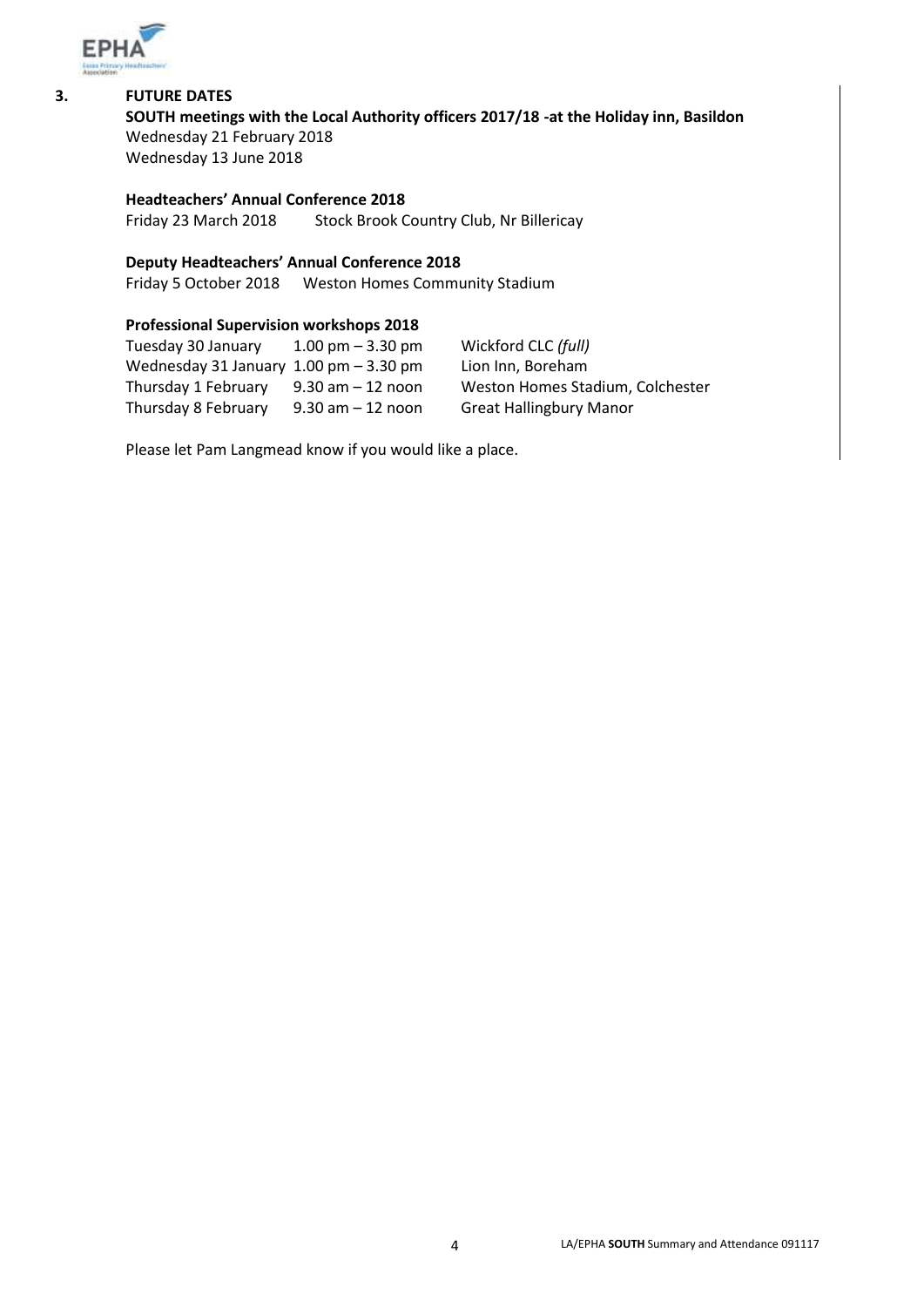## 3. FUTURE DATES

**SOUTH meetings with the Local Authority officers 2017/18 -at the Holiday inn, Basildon**

Wednesday 21 February 2018
Wednesday 13 June 2018

**Headteachers' Annual Conference 2018**

Friday 23 March 2018 Stock Brook Country Club, Nr Billericay

**Deputy Headteachers' Annual Conference 2018**

Friday 5 October 2018 Weston Homes Community Stadium

**Professional Supervision workshops 2018**

| | | |
|---|---|---|
| Tuesday 30 January | 1.00 pm – 3.30 pm | Wickford CLC *(full)* |
| Wednesday 31 January | 1.00 pm – 3.30 pm | Lion Inn, Boreham |
| Thursday 1 February | 9.30 am – 12 noon | Weston Homes Stadium, Colchester |
| Thursday 8 February | 9.30 am – 12 noon | Great Hallingbury Manor |

Please let Pam Langmead know if you would like a place.